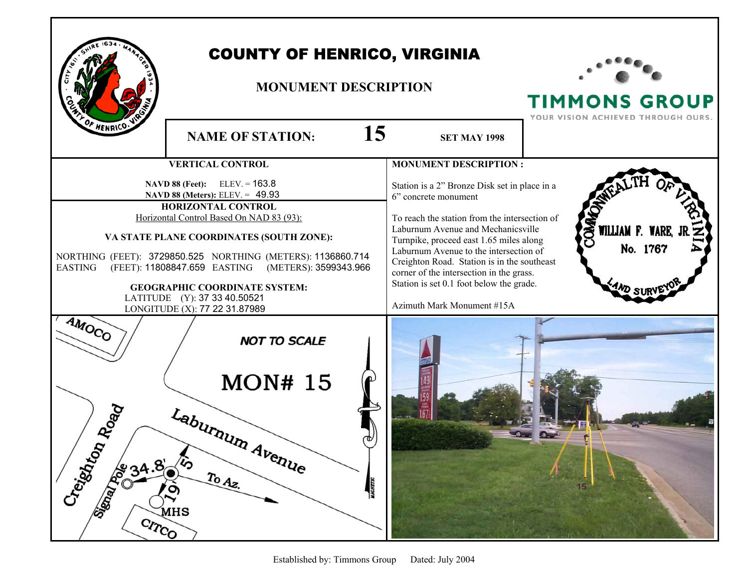# COUNTY OF HENRICO, VIRGINIA

## MONUMENT DESCRIPTION

TIMMONS GROUP
YOUR VISION ACHIEVED THROUGH OURS.

**NAME OF STATION:** **15** **SET MAY 1998**

### VERTICAL CONTROL

**NAVD 88 (Feet):** ELEV. = 163.8
**NAVD 88 (Meters):** ELEV. = 49.93

### HORIZONTAL CONTROL

Horizontal Control Based On NAD 83 (93):

**VA STATE PLANE COORDINATES (SOUTH ZONE):**

NORTHING (FEET): 3729850.525 NORTHING (METERS): 1136860.714
EASTING (FEET): 11808847.659 EASTING (METERS): 3599343.966

**GEOGRAPHIC COORDINATE SYSTEM:**

LATITUDE (Y): 37 33 40.50521
LONGITUDE (X): 77 22 31.87989

### MONUMENT DESCRIPTION :

Station is a 2" Bronze Disk set in place in a 6" concrete monument

To reach the station from the intersection of Laburnum Avenue and Mechanicsville Turnpike, proceed east 1.65 miles along Laburnum Avenue to the intersection of Creighton Road. Station is in the southeast corner of the intersection in the grass. Station is set 0.1 foot below the grade.

Azimuth Mark Monument #15A

COMMONWEALTH OF VIRGINIA
WILLIAM F. WARE, JR.
No. 1767
LAND SURVEYOR

NOT TO SCALE

MON# 15

AMOCO
Creighton Road
Laburnum Avenue
Signal Pole
34.8'
5'
19'
To Az.
MHS
CITCO
MAGNETIC

15

Established by: Timmons Group Dated: July 2004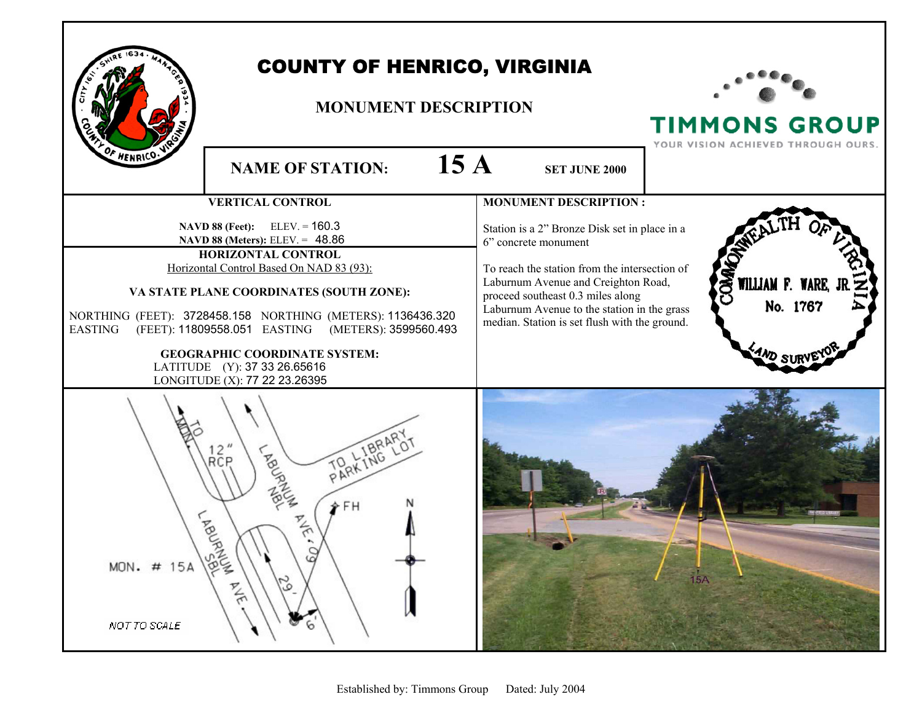# COUNTY OF HENRICO, VIRGINIA

## MONUMENT DESCRIPTION

TIMMONS GROUP
YOUR VISION ACHIEVED THROUGH OURS.

**NAME OF STATION:** **15 A** **SET JUNE 2000**

### VERTICAL CONTROL

**NAVD 88 (Feet):** ELEV. = 160.3
**NAVD 88 (Meters):** ELEV. = 48.86

### HORIZONTAL CONTROL

Horizontal Control Based On NAD 83 (93):

**VA STATE PLANE COORDINATES (SOUTH ZONE):**

NORTHING (FEET): 3728458.158 NORTHING (METERS): 1136436.320
EASTING (FEET): 11809558.051 EASTING (METERS): 3599560.493

**GEOGRAPHIC COORDINATE SYSTEM:**

LATITUDE (Y): 37 33 26.65616
LONGITUDE (X): 77 22 23.26395

### MONUMENT DESCRIPTION :

Station is a 2" Bronze Disk set in place in a 6" concrete monument

To reach the station from the intersection of Laburnum Avenue and Creighton Road, proceed southeast 0.3 miles along Laburnum Avenue to the station in the grass median. Station is set flush with the ground.

COMMONWEALTH OF VIRGINIA
WILLIAM F. WARE, JR.
No. 1767
LAND SURVEYOR

TO MON.
12" RCP
LABURNUM NBL
TO LIBRARY PARKING LOT
FH
N
LABURNUM SBL
60' AVE.
29'
6'
MON. # 15A
LABURNUM AVE.
NOT TO SCALE

15A

Established by: Timmons Group Dated: July 2004